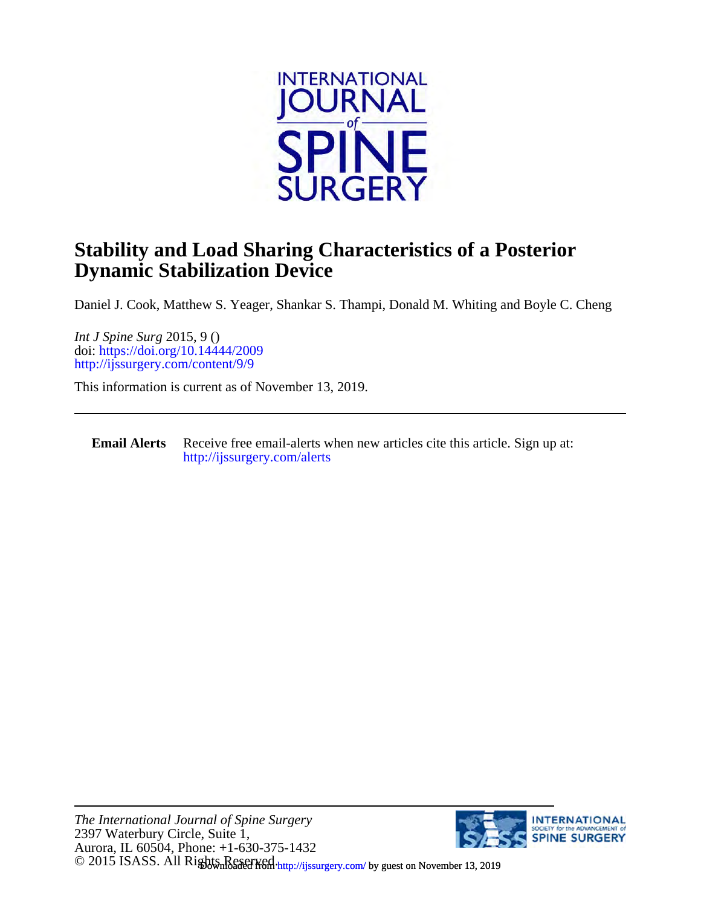# Stability and Load Sharing Characteristics of a Posterior Dynamic Stabilization Device

Daniel J. Cook, Matthew S. Yeager, Shankar S. Thampi, Donald M. Whiting and Boyle C. Cheng

*Int J Spine Surg* 2015, 9 ()
doi: https://doi.org/10.14444/2009
http://ijssurgery.com/content/9/9

This information is current as of November 13, 2019.

---

**Email Alerts** Receive free email-alerts when new articles cite this article. Sign up at: http://ijssurgery.com/alerts

---

*The International Journal of Spine Surgery*
2397 Waterbury Circle, Suite 1,
Aurora, IL 60504, Phone: +1-630-375-1432
© 2015 ISASS. All Rights Reserved.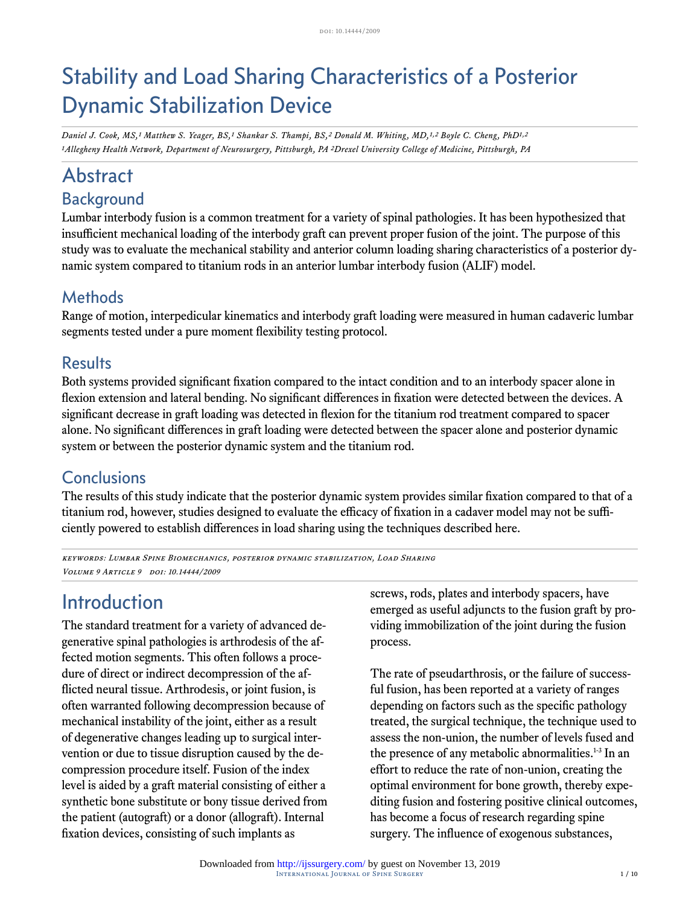# Stability and Load Sharing Characteristics of a Posterior Dynamic Stabilization Device

*Daniel J. Cook, MS,[1] Matthew S. Yeager, BS,[1] Shankar S. Thampi, BS,[2] Donald M. Whiting, MD,[1,2] Boyle C. Cheng, PhD[1,2]*
*[1]Allegheny Health Network, Department of Neurosurgery, Pittsburgh, PA [2]Drexel University College of Medicine, Pittsburgh, PA*

# Abstract

## Background

Lumbar interbody fusion is a common treatment for a variety of spinal pathologies. It has been hypothesized that insufficient mechanical loading of the interbody graft can prevent proper fusion of the joint. The purpose of this study was to evaluate the mechanical stability and anterior column loading sharing characteristics of a posterior dynamic system compared to titanium rods in an anterior lumbar interbody fusion (ALIF) model.

## Methods

Range of motion, interpedicular kinematics and interbody graft loading were measured in human cadaveric lumbar segments tested under a pure moment flexibility testing protocol.

## Results

Both systems provided significant fixation compared to the intact condition and to an interbody spacer alone in flexion extension and lateral bending. No significant differences in fixation were detected between the devices. A significant decrease in graft loading was detected in flexion for the titanium rod treatment compared to spacer alone. No significant differences in graft loading were detected between the spacer alone and posterior dynamic system or between the posterior dynamic system and the titanium rod.

## Conclusions

The results of this study indicate that the posterior dynamic system provides similar fixation compared to that of a titanium rod, however, studies designed to evaluate the efficacy of fixation in a cadaver model may not be sufficiently powered to establish differences in load sharing using the techniques described here.

*KEYWORDS: Lumbar Spine Biomechanics, posterior dynamic stabilization, Load Sharing*
*Volume 9 Article 9 DOI: 10.14444/2009*

# Introduction

The standard treatment for a variety of advanced degenerative spinal pathologies is arthrodesis of the affected motion segments. This often follows a procedure of direct or indirect decompression of the afflicted neural tissue. Arthrodesis, or joint fusion, is often warranted following decompression because of mechanical instability of the joint, either as a result of degenerative changes leading up to surgical intervention or due to tissue disruption caused by the decompression procedure itself. Fusion of the index level is aided by a graft material consisting of either a synthetic bone substitute or bony tissue derived from the patient (autograft) or a donor (allograft). Internal fixation devices, consisting of such implants as screws, rods, plates and interbody spacers, have emerged as useful adjuncts to the fusion graft by providing immobilization of the joint during the fusion process.

The rate of pseudarthrosis, or the failure of successful fusion, has been reported at a variety of ranges depending on factors such as the specific pathology treated, the surgical technique, the technique used to assess the non-union, the number of levels fused and the presence of any metabolic abnormalities.[1-3] In an effort to reduce the rate of non-union, creating the optimal environment for bone growth, thereby expediting fusion and fostering positive clinical outcomes, has become a focus of research regarding spine surgery. The influence of exogenous substances,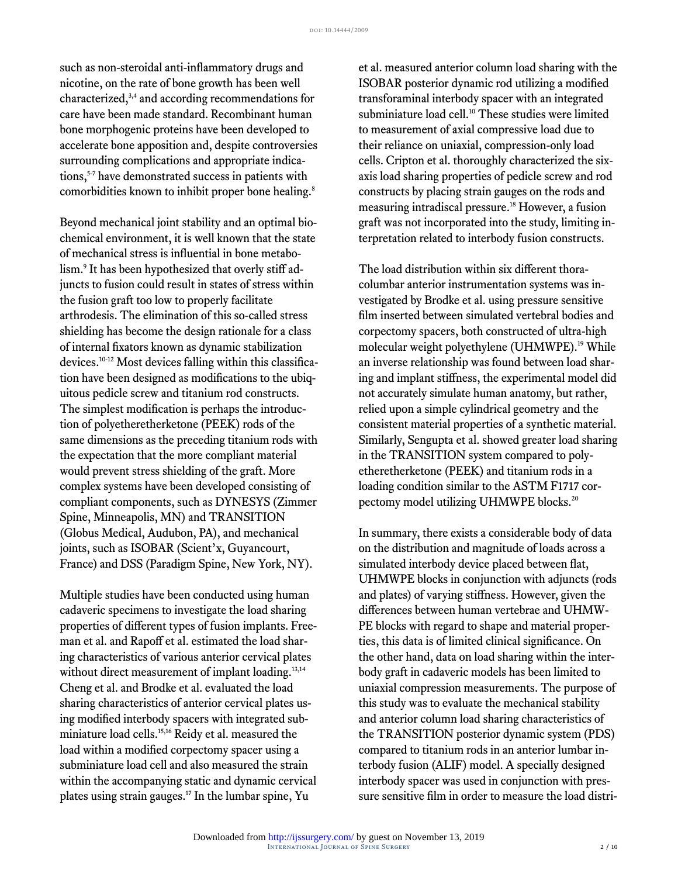such as non-steroidal anti-inflammatory drugs and nicotine, on the rate of bone growth has been well characterized,[3,4] and according recommendations for care have been made standard. Recombinant human bone morphogenic proteins have been developed to accelerate bone apposition and, despite controversies surrounding complications and appropriate indications,[5-7] have demonstrated success in patients with comorbidities known to inhibit proper bone healing.[8]

Beyond mechanical joint stability and an optimal biochemical environment, it is well known that the state of mechanical stress is influential in bone metabolism.[9] It has been hypothesized that overly stiff adjuncts to fusion could result in states of stress within the fusion graft too low to properly facilitate arthrodesis. The elimination of this so-called stress shielding has become the design rationale for a class of internal fixators known as dynamic stabilization devices.[10-12] Most devices falling within this classification have been designed as modifications to the ubiquitous pedicle screw and titanium rod constructs. The simplest modification is perhaps the introduction of polyetheretherketone (PEEK) rods of the same dimensions as the preceding titanium rods with the expectation that the more compliant material would prevent stress shielding of the graft. More complex systems have been developed consisting of compliant components, such as DYNESYS (Zimmer Spine, Minneapolis, MN) and TRANSITION (Globus Medical, Audubon, PA), and mechanical joints, such as ISOBAR (Scient'x, Guyancourt, France) and DSS (Paradigm Spine, New York, NY).

Multiple studies have been conducted using human cadaveric specimens to investigate the load sharing properties of different types of fusion implants. Freeman et al. and Rapoff et al. estimated the load sharing characteristics of various anterior cervical plates without direct measurement of implant loading.[13,14] Cheng et al. and Brodke et al. evaluated the load sharing characteristics of anterior cervical plates using modified interbody spacers with integrated subminiature load cells.[15,16] Reidy et al. measured the load within a modified corpectomy spacer using a subminiature load cell and also measured the strain within the accompanying static and dynamic cervical plates using strain gauges.[17] In the lumbar spine, Yu et al. measured anterior column load sharing with the ISOBAR posterior dynamic rod utilizing a modified transforaminal interbody spacer with an integrated subminiature load cell.[10] These studies were limited to measurement of axial compressive load due to their reliance on uniaxial, compression-only load cells. Cripton et al. thoroughly characterized the six-axis load sharing properties of pedicle screw and rod constructs by placing strain gauges on the rods and measuring intradiscal pressure.[18] However, a fusion graft was not incorporated into the study, limiting interpretation related to interbody fusion constructs.

The load distribution within six different thoracolumbar anterior instrumentation systems was investigated by Brodke et al. using pressure sensitive film inserted between simulated vertebral bodies and corpectomy spacers, both constructed of ultra-high molecular weight polyethylene (UHMWPE).[19] While an inverse relationship was found between load sharing and implant stiffness, the experimental model did not accurately simulate human anatomy, but rather, relied upon a simple cylindrical geometry and the consistent material properties of a synthetic material. Similarly, Sengupta et al. showed greater load sharing in the TRANSITION system compared to polyetheretherketone (PEEK) and titanium rods in a loading condition similar to the ASTM F1717 corpectomy model utilizing UHMWPE blocks.[20]

In summary, there exists a considerable body of data on the distribution and magnitude of loads across a simulated interbody device placed between flat, UHMWPE blocks in conjunction with adjuncts (rods and plates) of varying stiffness. However, given the differences between human vertebrae and UHMWPE blocks with regard to shape and material properties, this data is of limited clinical significance. On the other hand, data on load sharing within the interbody graft in cadaveric models has been limited to uniaxial compression measurements. The purpose of this study was to evaluate the mechanical stability and anterior column load sharing characteristics of the TRANSITION posterior dynamic system (PDS) compared to titanium rods in an anterior lumbar interbody fusion (ALIF) model. A specially designed interbody spacer was used in conjunction with pressure sensitive film in order to measure the load distri-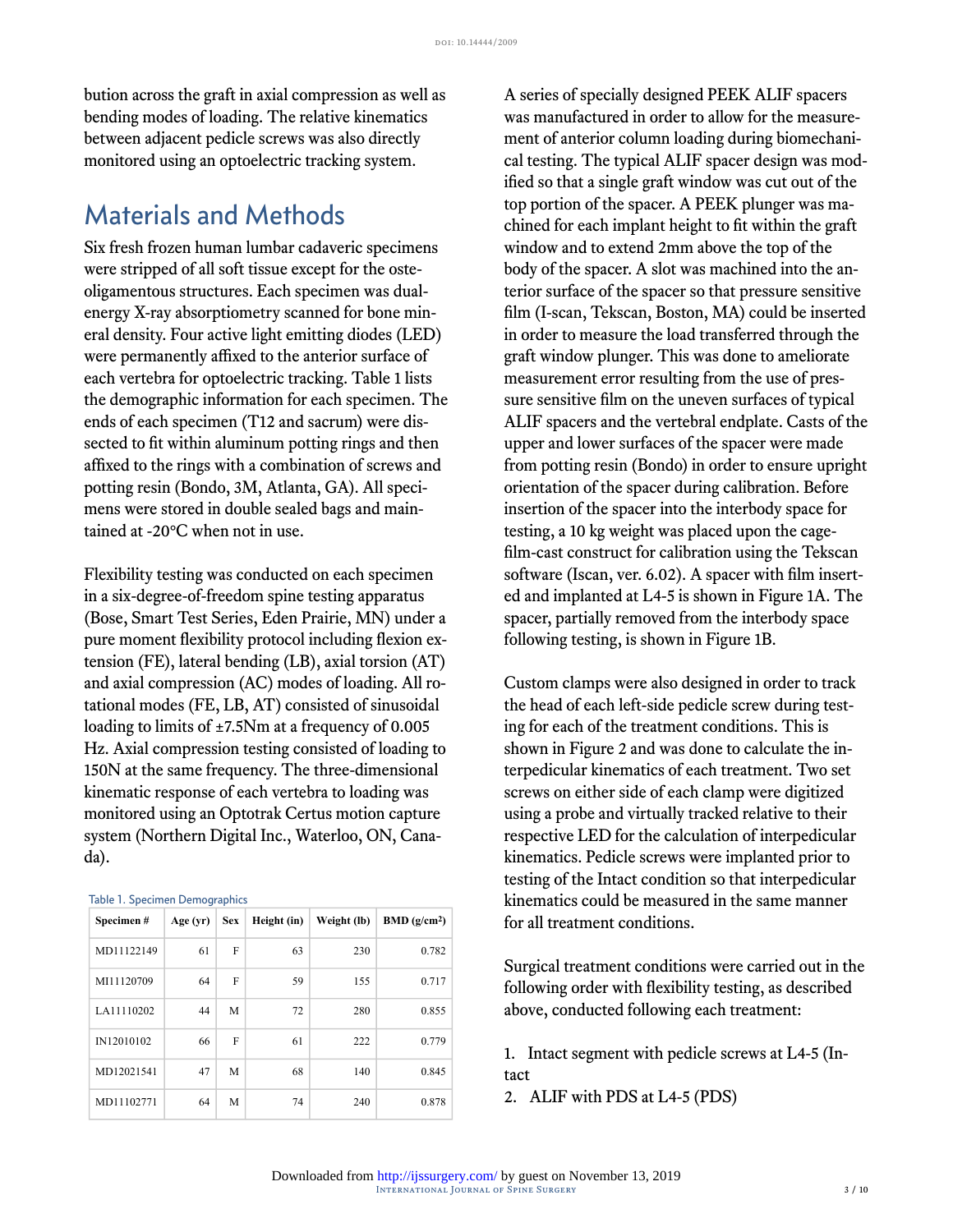bution across the graft in axial compression as well as bending modes of loading. The relative kinematics between adjacent pedicle screws was also directly monitored using an optoelectric tracking system.

## Materials and Methods

Six fresh frozen human lumbar cadaveric specimens were stripped of all soft tissue except for the osteoligamentous structures. Each specimen was dual-energy X-ray absorptiometry scanned for bone mineral density. Four active light emitting diodes (LED) were permanently affixed to the anterior surface of each vertebra for optoelectric tracking. Table 1 lists the demographic information for each specimen. The ends of each specimen (T12 and sacrum) were dissected to fit within aluminum potting rings and then affixed to the rings with a combination of screws and potting resin (Bondo, 3M, Atlanta, GA). All specimens were stored in double sealed bags and maintained at -20°C when not in use.

Flexibility testing was conducted on each specimen in a six-degree-of-freedom spine testing apparatus (Bose, Smart Test Series, Eden Prairie, MN) under a pure moment flexibility protocol including flexion extension (FE), lateral bending (LB), axial torsion (AT) and axial compression (AC) modes of loading. All rotational modes (FE, LB, AT) consisted of sinusoidal loading to limits of ±7.5Nm at a frequency of 0.005 Hz. Axial compression testing consisted of loading to 150N at the same frequency. The three-dimensional kinematic response of each vertebra to loading was monitored using an Optotrak Certus motion capture system (Northern Digital Inc., Waterloo, ON, Canada).

Table 1. Specimen Demographics

| Specimen # | Age (yr) | Sex | Height (in) | Weight (lb) | BMD (g/cm$^2$) |
|---|---|---|---|---|---|
| MD11122149 | 61 | F | 63 | 230 | 0.782 |
| MI11120709 | 64 | F | 59 | 155 | 0.717 |
| LA11110202 | 44 | M | 72 | 280 | 0.855 |
| IN12010102 | 66 | F | 61 | 222 | 0.779 |
| MD12021541 | 47 | M | 68 | 140 | 0.845 |
| MD11102771 | 64 | M | 74 | 240 | 0.878 |

A series of specially designed PEEK ALIF spacers was manufactured in order to allow for the measurement of anterior column loading during biomechanical testing. The typical ALIF spacer design was modified so that a single graft window was cut out of the top portion of the spacer. A PEEK plunger was machined for each implant height to fit within the graft window and to extend 2mm above the top of the body of the spacer. A slot was machined into the anterior surface of the spacer so that pressure sensitive film (I-scan, Tekscan, Boston, MA) could be inserted in order to measure the load transferred through the graft window plunger. This was done to ameliorate measurement error resulting from the use of pressure sensitive film on the uneven surfaces of typical ALIF spacers and the vertebral endplate. Casts of the upper and lower surfaces of the spacer were made from potting resin (Bondo) in order to ensure upright orientation of the spacer during calibration. Before insertion of the spacer into the interbody space for testing, a 10 kg weight was placed upon the cage-film-cast construct for calibration using the Tekscan software (Iscan, ver. 6.02). A spacer with film inserted and implanted at L4-5 is shown in Figure 1A. The spacer, partially removed from the interbody space following testing, is shown in Figure 1B.

Custom clamps were also designed in order to track the head of each left-side pedicle screw during testing for each of the treatment conditions. This is shown in Figure 2 and was done to calculate the interpedicular kinematics of each treatment. Two set screws on either side of each clamp were digitized using a probe and virtually tracked relative to their respective LED for the calculation of interpedicular kinematics. Pedicle screws were implanted prior to testing of the Intact condition so that interpedicular kinematics could be measured in the same manner for all treatment conditions.

Surgical treatment conditions were carried out in the following order with flexibility testing, as described above, conducted following each treatment:

1. Intact segment with pedicle screws at L4-5 (Intact
2. ALIF with PDS at L4-5 (PDS)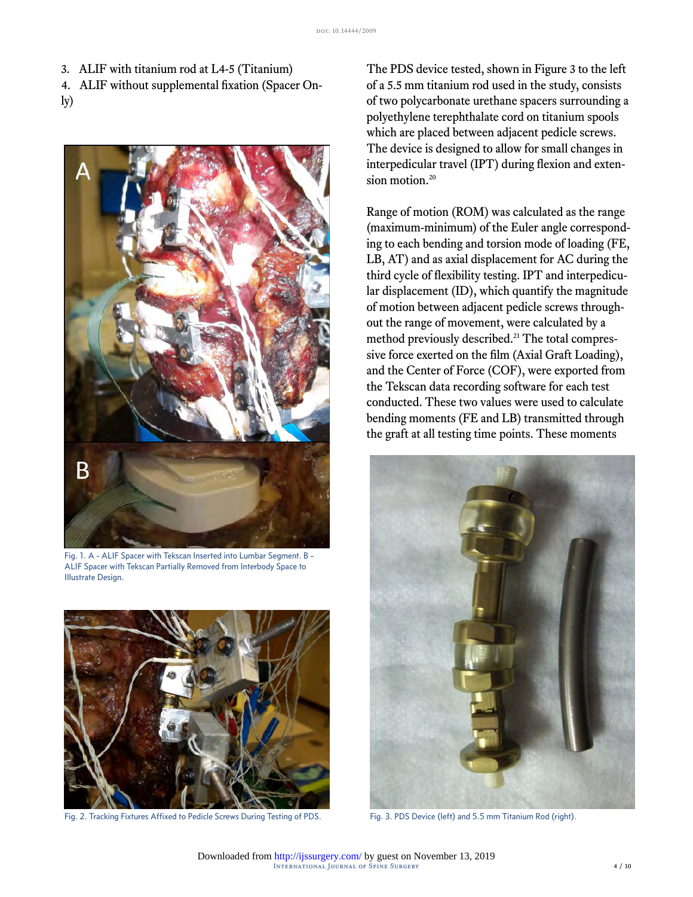3. ALIF with titanium rod at L4-5 (Titanium)
4. ALIF without supplemental fixation (Spacer Only)

Fig. 1. A - ALIF Spacer with Tekscan Inserted into Lumbar Segment. B - ALIF Spacer with Tekscan Partially Removed from Interbody Space to Illustrate Design.

Fig. 2. Tracking Fixtures Affixed to Pedicle Screws During Testing of PDS.

The PDS device tested, shown in Figure 3 to the left of a 5.5 mm titanium rod used in the study, consists of two polycarbonate urethane spacers surrounding a polyethylene terephthalate cord on titanium spools which are placed between adjacent pedicle screws. The device is designed to allow for small changes in interpedicular travel (IPT) during flexion and extension motion.[20]

Range of motion (ROM) was calculated as the range (maximum-minimum) of the Euler angle corresponding to each bending and torsion mode of loading (FE, LB, AT) and as axial displacement for AC during the third cycle of flexibility testing. IPT and interpedicular displacement (ID), which quantify the magnitude of motion between adjacent pedicle screws throughout the range of movement, were calculated by a method previously described.[21] The total compressive force exerted on the film (Axial Graft Loading), and the Center of Force (COF), were exported from the Tekscan data recording software for each test conducted. These two values were used to calculate bending moments (FE and LB) transmitted through the graft at all testing time points. These moments

Fig. 3. PDS Device (left) and 5.5 mm Titanium Rod (right).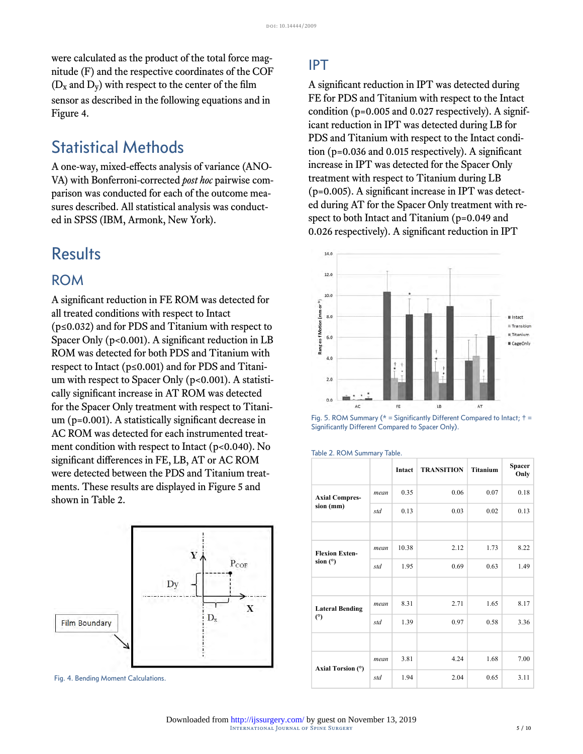were calculated as the product of the total force magnitude (F) and the respective coordinates of the COF ($D_x$ and $D_y$) with respect to the center of the film sensor as described in the following equations and in Figure 4.

## Statistical Methods

A one-way, mixed-effects analysis of variance (ANOVA) with Bonferroni-corrected *post hoc* pairwise comparison was conducted for each of the outcome measures described. All statistical analysis was conducted in SPSS (IBM, Armonk, New York).

## Results

### ROM

A significant reduction in FE ROM was detected for all treated conditions with respect to Intact ($p \leq 0.032$) and for PDS and Titanium with respect to Spacer Only ($p < 0.001$). A significant reduction in LB ROM was detected for both PDS and Titanium with respect to Intact ($p \leq 0.001$) and for PDS and Titanium with respect to Spacer Only ($p < 0.001$). A statistically significant increase in AT ROM was detected for the Spacer Only treatment with respect to Titanium ($p = 0.001$). A statistically significant decrease in AC ROM was detected for each instrumented treatment condition with respect to Intact ($p < 0.040$). No significant differences in FE, LB, AT or AC ROM were detected between the PDS and Titanium treatments. These results are displayed in Figure 5 and shown in Table 2.

Fig. 4. Bending Moment Calculations.

### IPT

A significant reduction in IPT was detected during FE for PDS and Titanium with respect to the Intact condition ($p = 0.005$ and $0.027$ respectively). A significant reduction in IPT was detected during LB for PDS and Titanium with respect to the Intact condition ($p = 0.036$ and $0.015$ respectively). A significant increase in IPT was detected for the Spacer Only treatment with respect to Titanium during LB ($p = 0.005$). A significant increase in IPT was detected during AT for the Spacer Only treatment with respect to both Intact and Titanium ($p = 0.049$ and $0.026$ respectively). A significant reduction in IPT

Fig. 5. ROM Summary (* = Significantly Different Compared to Intact; † = Significantly Different Compared to Spacer Only).

Table 2. ROM Summary Table.

| | | Intact | TRANSITION | Titanium | Spacer Only |
|---|---|---|---|---|---|
| **Axial Compression (mm)** | *mean* | 0.35 | 0.06 | 0.07 | 0.18 |
| | *std* | 0.13 | 0.03 | 0.02 | 0.13 |
| | | | | | |
| **Flexion Extension (°)** | *mean* | 10.38 | 2.12 | 1.73 | 8.22 |
| | *std* | 1.95 | 0.69 | 0.63 | 1.49 |
| | | | | | |
| **Lateral Bending (°)** | *mean* | 8.31 | 2.71 | 1.65 | 8.17 |
| | *std* | 1.39 | 0.97 | 0.58 | 3.36 |
| | | | | | |
| **Axial Torsion (°)** | *mean* | 3.81 | 4.24 | 1.68 | 7.00 |
| | *std* | 1.94 | 2.04 | 0.65 | 3.11 |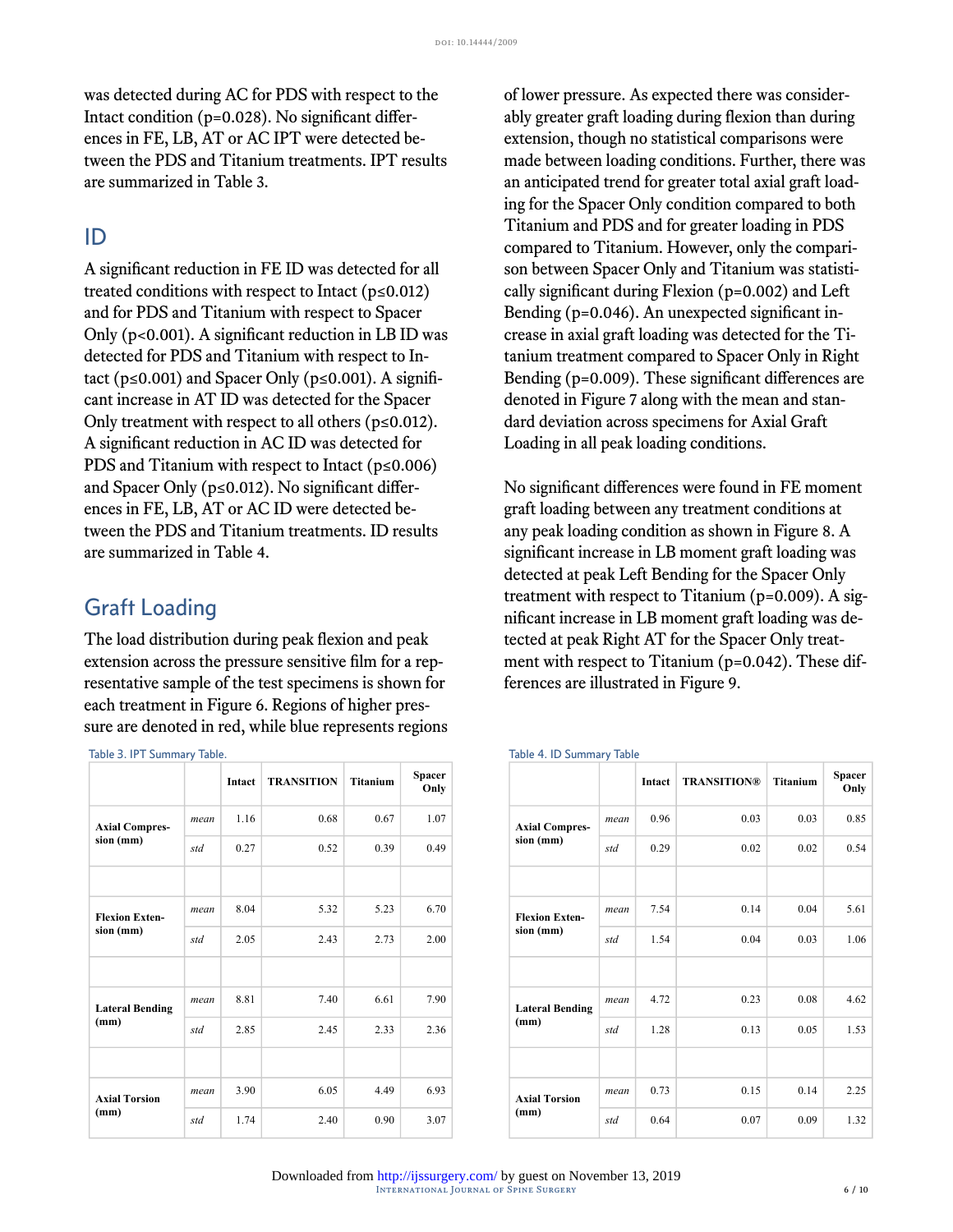was detected during AC for PDS with respect to the Intact condition (p=0.028). No significant differences in FE, LB, AT or AC IPT were detected between the PDS and Titanium treatments. IPT results are summarized in Table 3.

## ID

A significant reduction in FE ID was detected for all treated conditions with respect to Intact ($p \le 0.012$) and for PDS and Titanium with respect to Spacer Only ($p < 0.001$). A significant reduction in LB ID was detected for PDS and Titanium with respect to Intact ($p \le 0.001$) and Spacer Only ($p \le 0.001$). A significant increase in AT ID was detected for the Spacer Only treatment with respect to all others ($p \le 0.012$). A significant reduction in AC ID was detected for PDS and Titanium with respect to Intact ($p \le 0.006$) and Spacer Only ($p \le 0.012$). No significant differences in FE, LB, AT or AC ID were detected between the PDS and Titanium treatments. ID results are summarized in Table 4.

## Graft Loading

The load distribution during peak flexion and peak extension across the pressure sensitive film for a representative sample of the test specimens is shown for each treatment in Figure 6. Regions of higher pressure are denoted in red, while blue represents regions of lower pressure. As expected there was considerably greater graft loading during flexion than during extension, though no statistical comparisons were made between loading conditions. Further, there was an anticipated trend for greater total axial graft loading for the Spacer Only condition compared to both Titanium and PDS and for greater loading in PDS compared to Titanium. However, only the comparison between Spacer Only and Titanium was statistically significant during Flexion (p=0.002) and Left Bending (p=0.046). An unexpected significant increase in axial graft loading was detected for the Titanium treatment compared to Spacer Only in Right Bending (p=0.009). These significant differences are denoted in Figure 7 along with the mean and standard deviation across specimens for Axial Graft Loading in all peak loading conditions.

No significant differences were found in FE moment graft loading between any treatment conditions at any peak loading condition as shown in Figure 8. A significant increase in LB moment graft loading was detected at peak Left Bending for the Spacer Only treatment with respect to Titanium (p=0.009). A significant increase in LB moment graft loading was detected at peak Right AT for the Spacer Only treatment with respect to Titanium (p=0.042). These differences are illustrated in Figure 9.

Table 3. IPT Summary Table.

| | | Intact | TRANSITION | Titanium | Spacer Only |
|---|---|---|---|---|---|
| **Axial Compression (mm)** | *mean* | 1.16 | 0.68 | 0.67 | 1.07 |
| | *std* | 0.27 | 0.52 | 0.39 | 0.49 |
| | | | | | |
| **Flexion Extension (mm)** | *mean* | 8.04 | 5.32 | 5.23 | 6.70 |
| | *std* | 2.05 | 2.43 | 2.73 | 2.00 |
| | | | | | |
| **Lateral Bending (mm)** | *mean* | 8.81 | 7.40 | 6.61 | 7.90 |
| | *std* | 2.85 | 2.45 | 2.33 | 2.36 |
| | | | | | |
| **Axial Torsion (mm)** | *mean* | 3.90 | 6.05 | 4.49 | 6.93 |
| | *std* | 1.74 | 2.40 | 0.90 | 3.07 |

Table 4. ID Summary Table

| | | Intact | TRANSITION® | Titanium | Spacer Only |
|---|---|---|---|---|---|
| **Axial Compression (mm)** | *mean* | 0.96 | 0.03 | 0.03 | 0.85 |
| | *std* | 0.29 | 0.02 | 0.02 | 0.54 |
| | | | | | |
| **Flexion Extension (mm)** | *mean* | 7.54 | 0.14 | 0.04 | 5.61 |
| | *std* | 1.54 | 0.04 | 0.03 | 1.06 |
| | | | | | |
| **Lateral Bending (mm)** | *mean* | 4.72 | 0.23 | 0.08 | 4.62 |
| | *std* | 1.28 | 0.13 | 0.05 | 1.53 |
| | | | | | |
| **Axial Torsion (mm)** | *mean* | 0.73 | 0.15 | 0.14 | 2.25 |
| | *std* | 0.64 | 0.07 | 0.09 | 1.32 |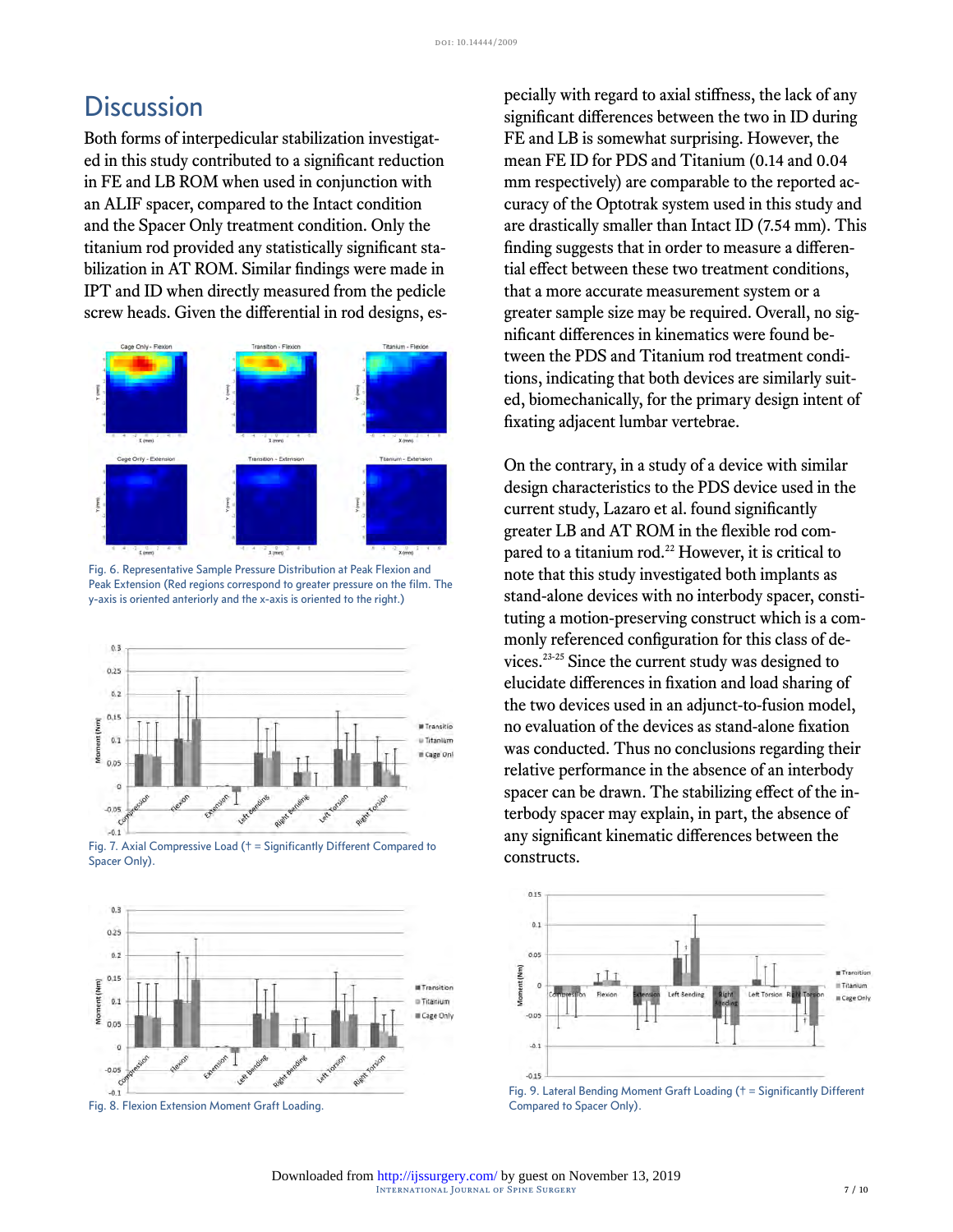# Discussion

Both forms of interpedicular stabilization investigated in this study contributed to a significant reduction in FE and LB ROM when used in conjunction with an ALIF spacer, compared to the Intact condition and the Spacer Only treatment condition. Only the titanium rod provided any statistically significant stabilization in AT ROM. Similar findings were made in IPT and ID when directly measured from the pedicle screw heads. Given the differential in rod designs, especially with regard to axial stiffness, the lack of any significant differences between the two in ID during FE and LB is somewhat surprising. However, the mean FE ID for PDS and Titanium (0.14 and 0.04 mm respectively) are comparable to the reported accuracy of the Optotrak system used in this study and are drastically smaller than Intact ID (7.54 mm). This finding suggests that in order to measure a differential effect between these two treatment conditions, that a more accurate measurement system or a greater sample size may be required. Overall, no significant differences in kinematics were found between the PDS and Titanium rod treatment conditions, indicating that both devices are similarly suited, biomechanically, for the primary design intent of fixating adjacent lumbar vertebrae.

Fig. 6. Representative Sample Pressure Distribution at Peak Flexion and Peak Extension (Red regions correspond to greater pressure on the film. The y-axis is oriented anteriorly and the x-axis is oriented to the right.)

Fig. 7. Axial Compressive Load († = Significantly Different Compared to Spacer Only).

Fig. 8. Flexion Extension Moment Graft Loading.

On the contrary, in a study of a device with similar design characteristics to the PDS device used in the current study, Lazaro et al. found significantly greater LB and AT ROM in the flexible rod compared to a titanium rod.[22] However, it is critical to note that this study investigated both implants as stand-alone devices with no interbody spacer, constituting a motion-preserving construct which is a commonly referenced configuration for this class of devices.[23-25] Since the current study was designed to elucidate differences in fixation and load sharing of the two devices used in an adjunct-to-fusion model, no evaluation of the devices as stand-alone fixation was conducted. Thus no conclusions regarding their relative performance in the absence of an interbody spacer can be drawn. The stabilizing effect of the interbody spacer may explain, in part, the absence of any significant kinematic differences between the constructs.

Fig. 9. Lateral Bending Moment Graft Loading († = Significantly Different Compared to Spacer Only).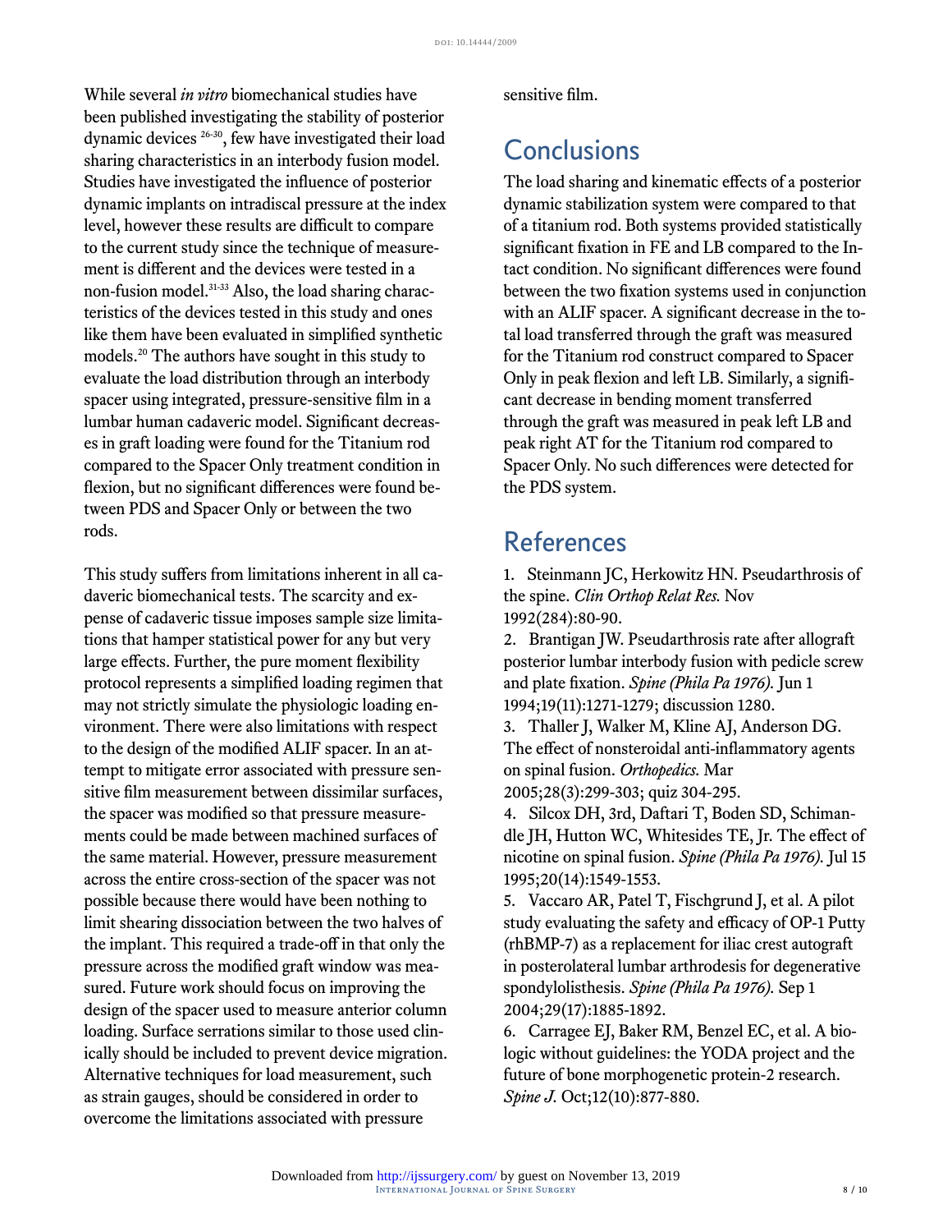While several *in vitro* biomechanical studies have been published investigating the stability of posterior dynamic devices [26-30], few have investigated their load sharing characteristics in an interbody fusion model. Studies have investigated the influence of posterior dynamic implants on intradiscal pressure at the index level, however these results are difficult to compare to the current study since the technique of measurement is different and the devices were tested in a non-fusion model.[31-33] Also, the load sharing characteristics of the devices tested in this study and ones like them have been evaluated in simplified synthetic models.[20] The authors have sought in this study to evaluate the load distribution through an interbody spacer using integrated, pressure-sensitive film in a lumbar human cadaveric model. Significant decreases in graft loading were found for the Titanium rod compared to the Spacer Only treatment condition in flexion, but no significant differences were found between PDS and Spacer Only or between the two rods.

This study suffers from limitations inherent in all cadaveric biomechanical tests. The scarcity and expense of cadaveric tissue imposes sample size limitations that hamper statistical power for any but very large effects. Further, the pure moment flexibility protocol represents a simplified loading regimen that may not strictly simulate the physiologic loading environment. There were also limitations with respect to the design of the modified ALIF spacer. In an attempt to mitigate error associated with pressure sensitive film measurement between dissimilar surfaces, the spacer was modified so that pressure measurements could be made between machined surfaces of the same material. However, pressure measurement across the entire cross-section of the spacer was not possible because there would have been nothing to limit shearing dissociation between the two halves of the implant. This required a trade-off in that only the pressure across the modified graft window was measured. Future work should focus on improving the design of the spacer used to measure anterior column loading. Surface serrations similar to those used clinically should be included to prevent device migration. Alternative techniques for load measurement, such as strain gauges, should be considered in order to overcome the limitations associated with pressure sensitive film.

## Conclusions

The load sharing and kinematic effects of a posterior dynamic stabilization system were compared to that of a titanium rod. Both systems provided statistically significant fixation in FE and LB compared to the Intact condition. No significant differences were found between the two fixation systems used in conjunction with an ALIF spacer. A significant decrease in the total load transferred through the graft was measured for the Titanium rod construct compared to Spacer Only in peak flexion and left LB. Similarly, a significant decrease in bending moment transferred through the graft was measured in peak left LB and peak right AT for the Titanium rod compared to Spacer Only. No such differences were detected for the PDS system.

## References

1. Steinmann JC, Herkowitz HN. Pseudarthrosis of the spine. *Clin Orthop Relat Res.* Nov 1992(284):80-90.
2. Brantigan JW. Pseudarthrosis rate after allograft posterior lumbar interbody fusion with pedicle screw and plate fixation. *Spine (Phila Pa 1976).* Jun 1 1994;19(11):1271-1279; discussion 1280.
3. Thaller J, Walker M, Kline AJ, Anderson DG. The effect of nonsteroidal anti-inflammatory agents on spinal fusion. *Orthopedics.* Mar 2005;28(3):299-303; quiz 304-295.
4. Silcox DH, 3rd, Daftari T, Boden SD, Schimandle JH, Hutton WC, Whitesides TE, Jr. The effect of nicotine on spinal fusion. *Spine (Phila Pa 1976).* Jul 15 1995;20(14):1549-1553.
5. Vaccaro AR, Patel T, Fischgrund J, et al. A pilot study evaluating the safety and efficacy of OP-1 Putty (rhBMP-7) as a replacement for iliac crest autograft in posterolateral lumbar arthrodesis for degenerative spondylolisthesis. *Spine (Phila Pa 1976).* Sep 1 2004;29(17):1885-1892.
6. Carragee EJ, Baker RM, Benzel EC, et al. A biologic without guidelines: the YODA project and the future of bone morphogenetic protein-2 research. *Spine J.* Oct;12(10):877-880.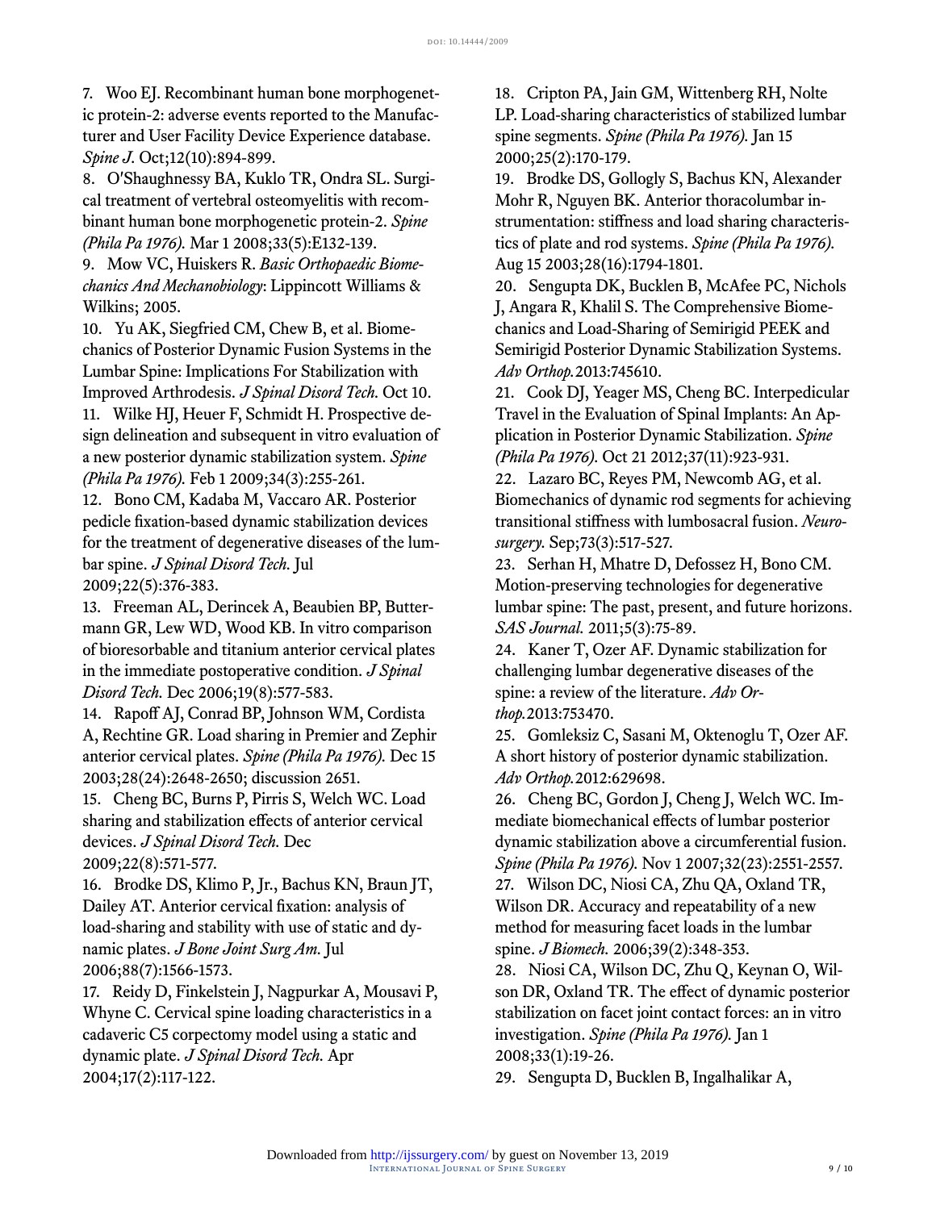7. Woo EJ. Recombinant human bone morphogenetic protein-2: adverse events reported to the Manufacturer and User Facility Device Experience database. *Spine J.* Oct;12(10):894-899.

8. O'Shaughnessy BA, Kuklo TR, Ondra SL. Surgical treatment of vertebral osteomyelitis with recombinant human bone morphogenetic protein-2. *Spine (Phila Pa 1976).* Mar 1 2008;33(5):E132-139.

9. Mow VC, Huiskers R. *Basic Orthopaedic Biomechanics And Mechanobiology*: Lippincott Williams & Wilkins; 2005.

10. Yu AK, Siegfried CM, Chew B, et al. Biomechanics of Posterior Dynamic Fusion Systems in the Lumbar Spine: Implications For Stabilization with Improved Arthrodesis. *J Spinal Disord Tech.* Oct 10.

11. Wilke HJ, Heuer F, Schmidt H. Prospective design delineation and subsequent in vitro evaluation of a new posterior dynamic stabilization system. *Spine (Phila Pa 1976).* Feb 1 2009;34(3):255-261.

12. Bono CM, Kadaba M, Vaccaro AR. Posterior pedicle fixation-based dynamic stabilization devices for the treatment of degenerative diseases of the lumbar spine. *J Spinal Disord Tech.* Jul 2009;22(5):376-383.

13. Freeman AL, Derincek A, Beaubien BP, Buttermann GR, Lew WD, Wood KB. In vitro comparison of bioresorbable and titanium anterior cervical plates in the immediate postoperative condition. *J Spinal Disord Tech.* Dec 2006;19(8):577-583.

14. Rapoff AJ, Conrad BP, Johnson WM, Cordista A, Rechtine GR. Load sharing in Premier and Zephir anterior cervical plates. *Spine (Phila Pa 1976).* Dec 15 2003;28(24):2648-2650; discussion 2651.

15. Cheng BC, Burns P, Pirris S, Welch WC. Load sharing and stabilization effects of anterior cervical devices. *J Spinal Disord Tech.* Dec 2009;22(8):571-577.

16. Brodke DS, Klimo P, Jr., Bachus KN, Braun JT, Dailey AT. Anterior cervical fixation: analysis of load-sharing and stability with use of static and dynamic plates. *J Bone Joint Surg Am.* Jul 2006;88(7):1566-1573.

17. Reidy D, Finkelstein J, Nagpurkar A, Mousavi P, Whyne C. Cervical spine loading characteristics in a cadaveric C5 corpectomy model using a static and dynamic plate. *J Spinal Disord Tech.* Apr 2004;17(2):117-122.

18. Cripton PA, Jain GM, Wittenberg RH, Nolte LP. Load-sharing characteristics of stabilized lumbar spine segments. *Spine (Phila Pa 1976).* Jan 15 2000;25(2):170-179.

19. Brodke DS, Gollogly S, Bachus KN, Alexander Mohr R, Nguyen BK. Anterior thoracolumbar instrumentation: stiffness and load sharing characteristics of plate and rod systems. *Spine (Phila Pa 1976).* Aug 15 2003;28(16):1794-1801.

20. Sengupta DK, Bucklen B, McAfee PC, Nichols J, Angara R, Khalil S. The Comprehensive Biomechanics and Load-Sharing of Semirigid PEEK and Semirigid Posterior Dynamic Stabilization Systems. *Adv Orthop.* 2013:745610.

21. Cook DJ, Yeager MS, Cheng BC. Interpedicular Travel in the Evaluation of Spinal Implants: An Application in Posterior Dynamic Stabilization. *Spine (Phila Pa 1976).* Oct 21 2012;37(11):923-931.

22. Lazaro BC, Reyes PM, Newcomb AG, et al. Biomechanics of dynamic rod segments for achieving transitional stiffness with lumbosacral fusion. *Neurosurgery.* Sep;73(3):517-527.

23. Serhan H, Mhatre D, Defossez H, Bono CM. Motion-preserving technologies for degenerative lumbar spine: The past, present, and future horizons. *SAS Journal.* 2011;5(3):75-89.

24. Kaner T, Ozer AF. Dynamic stabilization for challenging lumbar degenerative diseases of the spine: a review of the literature. *Adv Orthop.* 2013:753470.

25. Gomleksiz C, Sasani M, Oktenoglu T, Ozer AF. A short history of posterior dynamic stabilization. *Adv Orthop.* 2012:629698.

26. Cheng BC, Gordon J, Cheng J, Welch WC. Immediate biomechanical effects of lumbar posterior dynamic stabilization above a circumferential fusion. *Spine (Phila Pa 1976).* Nov 1 2007;32(23):2551-2557.

27. Wilson DC, Niosi CA, Zhu QA, Oxland TR, Wilson DR. Accuracy and repeatability of a new method for measuring facet loads in the lumbar spine. *J Biomech.* 2006;39(2):348-353.

28. Niosi CA, Wilson DC, Zhu Q, Keynan O, Wilson DR, Oxland TR. The effect of dynamic posterior stabilization on facet joint contact forces: an in vitro investigation. *Spine (Phila Pa 1976).* Jan 1 2008;33(1):19-26.

29. Sengupta D, Bucklen B, Ingalhalikar A,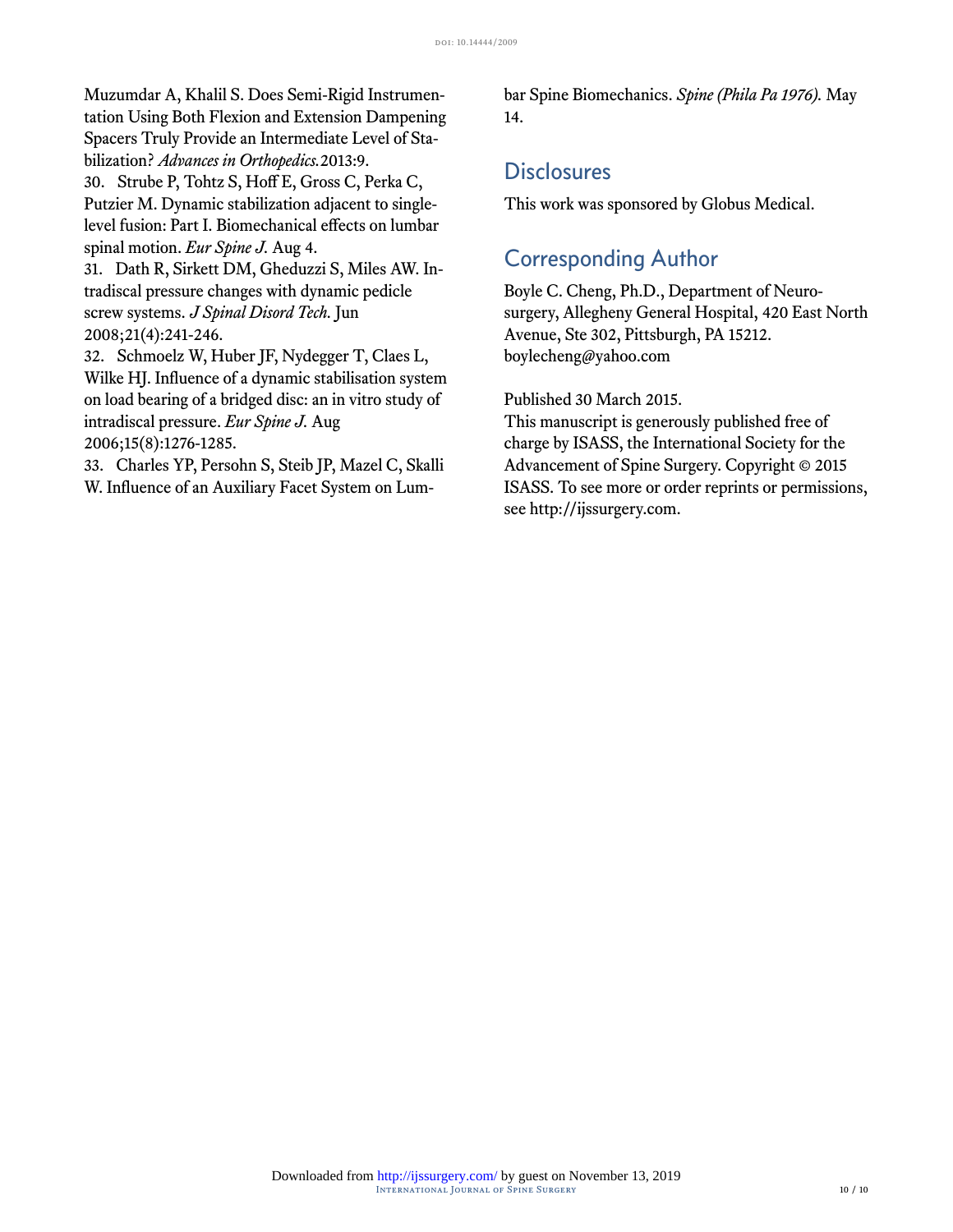Muzumdar A, Khalil S. Does Semi-Rigid Instrumentation Using Both Flexion and Extension Dampening Spacers Truly Provide an Intermediate Level of Stabilization? *Advances in Orthopedics.* 2013:9.

30. Strube P, Tohtz S, Hoff E, Gross C, Perka C, Putzier M. Dynamic stabilization adjacent to single-level fusion: Part I. Biomechanical effects on lumbar spinal motion. *Eur Spine J.* Aug 4.

31. Dath R, Sirkett DM, Gheduzzi S, Miles AW. Intradiscal pressure changes with dynamic pedicle screw systems. *J Spinal Disord Tech.* Jun 2008;21(4):241-246.

32. Schmoelz W, Huber JF, Nydegger T, Claes L, Wilke HJ. Influence of a dynamic stabilisation system on load bearing of a bridged disc: an in vitro study of intradiscal pressure. *Eur Spine J.* Aug 2006;15(8):1276-1285.

33. Charles YP, Persohn S, Steib JP, Mazel C, Skalli W. Influence of an Auxiliary Facet System on Lumbar Spine Biomechanics. *Spine (Phila Pa 1976).* May 14.

## Disclosures

This work was sponsored by Globus Medical.

## Corresponding Author

Boyle C. Cheng, Ph.D., Department of Neurosurgery, Allegheny General Hospital, 420 East North Avenue, Ste 302, Pittsburgh, PA 15212. boylecheng@yahoo.com

Published 30 March 2015.

This manuscript is generously published free of charge by ISASS, the International Society for the Advancement of Spine Surgery. Copyright © 2015 ISASS. To see more or order reprints or permissions, see http://ijssurgery.com.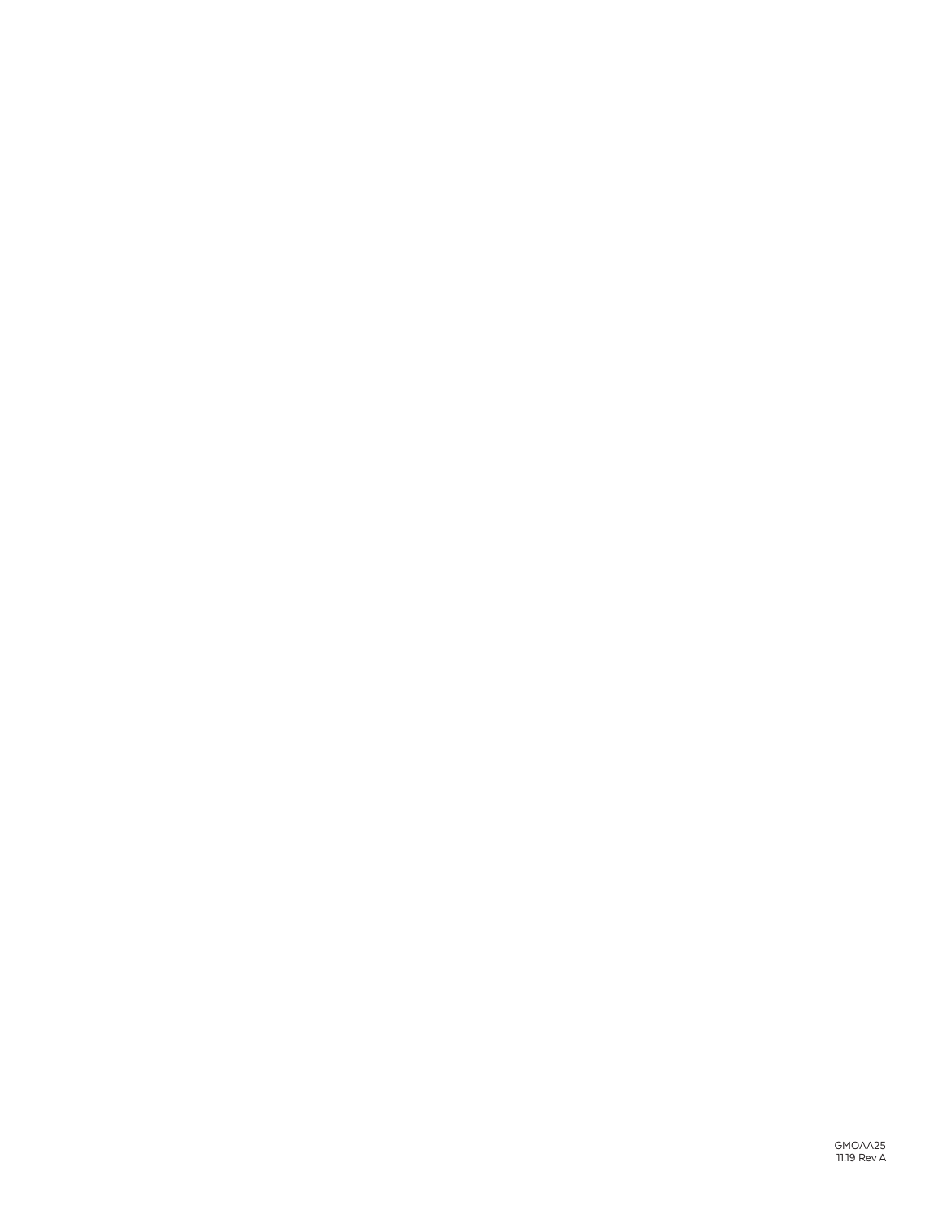GMOAA25
11.19 Rev A